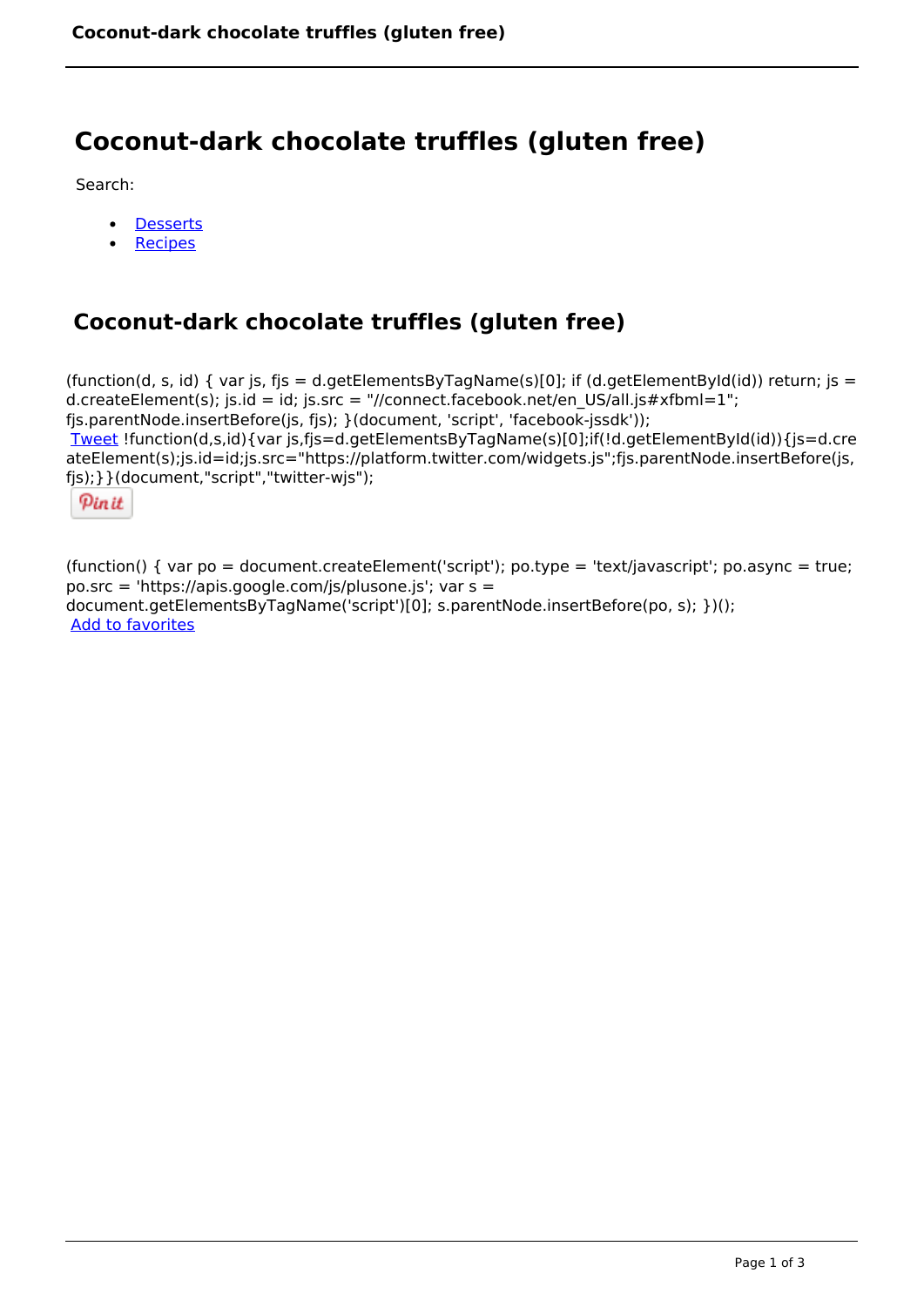# Coconut-dark chocolate truffles (gluten free)

Search:

- Desserts
- Recipes

## Coconut-dark chocolate truffles (gluten free)

(function(d, s, id) { var js, fjs = d.getElementsByTagName(s)[0]; if (d.getElementById(id)) return; js = d.createElement(s); js.id = id; js.src = "//connect.facebook.net/en_US/all.js#xfbml=1"; fjs.parentNode.insertBefore(js, fjs); }(document, 'script', 'facebook-jssdk'));
Tweet !function(d,s,id){var js,fjs=d.getElementsByTagName(s)[0];if(!d.getElementById(id)){js=d.createElement(s);js.id=id;js.src="https://platform.twitter.com/widgets.js";fjs.parentNode.insertBefore(js,fjs);}}(document,"script","twitter-wjs");

Pin it

(function() { var po = document.createElement('script'); po.type = 'text/javascript'; po.async = true; po.src = 'https://apis.google.com/js/plusone.js'; var s = document.getElementsByTagName('script')[0]; s.parentNode.insertBefore(po, s); })();
Add to favorites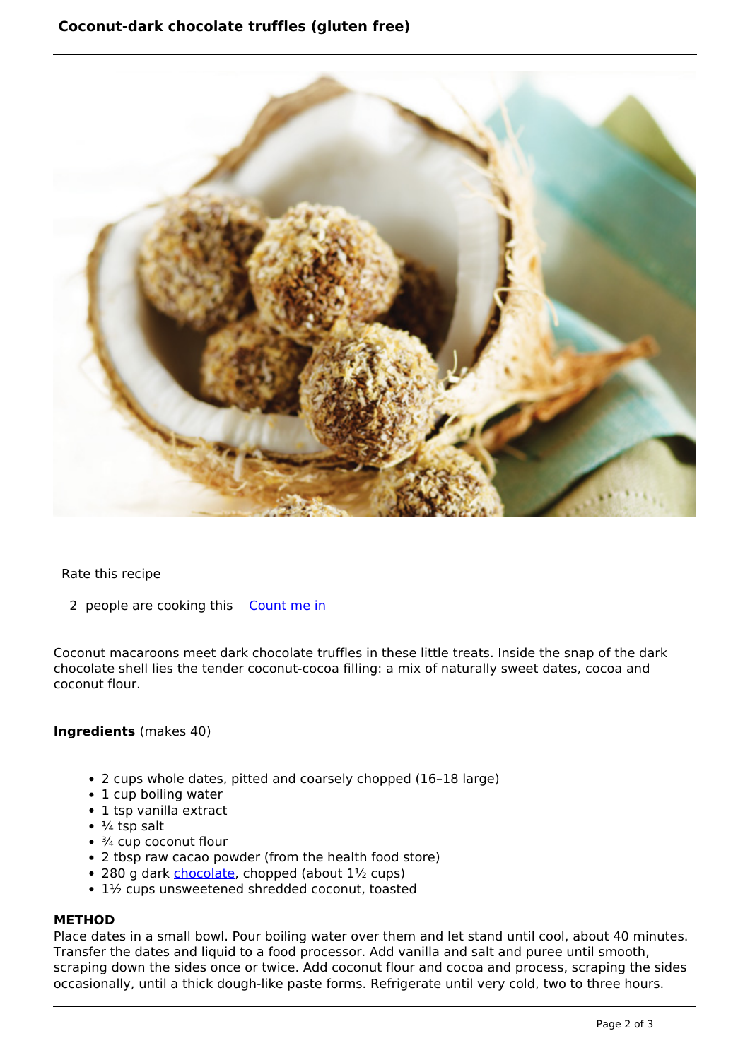# Coconut-dark chocolate truffles (gluten free)

Rate this recipe

2 people are cooking this Count me in

Coconut macaroons meet dark chocolate truffles in these little treats. Inside the snap of the dark chocolate shell lies the tender coconut-cocoa filling: a mix of naturally sweet dates, cocoa and coconut flour.

**Ingredients** (makes 40)

- 2 cups whole dates, pitted and coarsely chopped (16–18 large)
- 1 cup boiling water
- 1 tsp vanilla extract
- ¼ tsp salt
- ¾ cup coconut flour
- 2 tbsp raw cacao powder (from the health food store)
- 280 g dark chocolate, chopped (about 1½ cups)
- 1½ cups unsweetened shredded coconut, toasted

**METHOD**

Place dates in a small bowl. Pour boiling water over them and let stand until cool, about 40 minutes. Transfer the dates and liquid to a food processor. Add vanilla and salt and puree until smooth, scraping down the sides once or twice. Add coconut flour and cocoa and process, scraping the sides occasionally, until a thick dough-like paste forms. Refrigerate until very cold, two to three hours.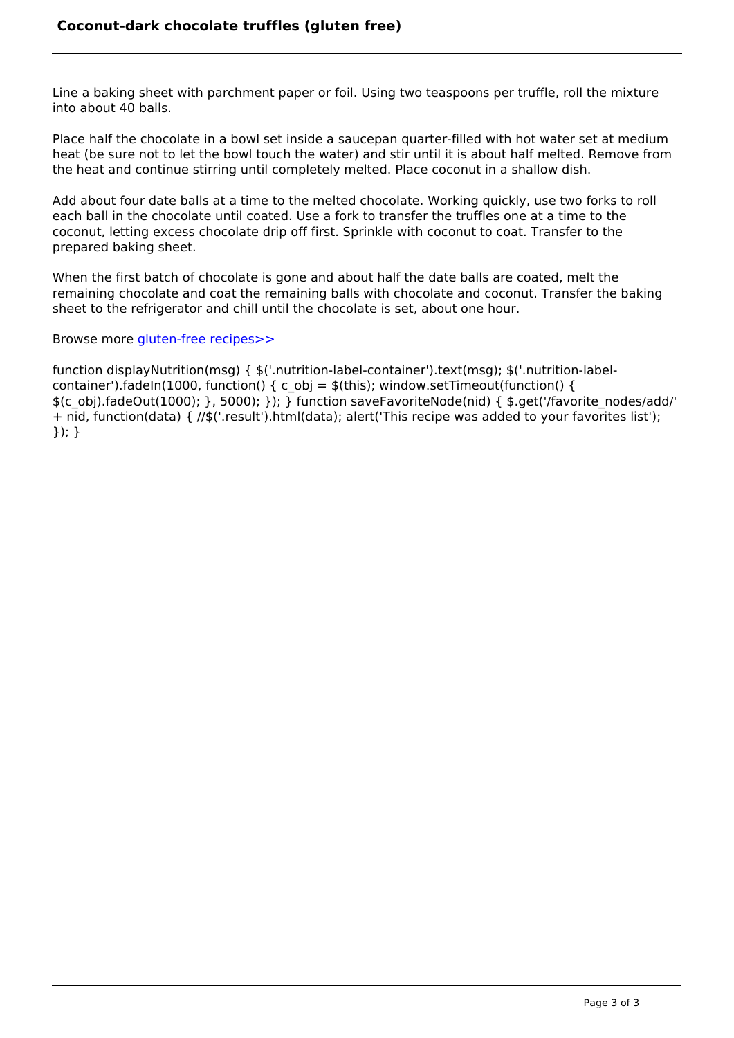Line a baking sheet with parchment paper or foil. Using two teaspoons per truffle, roll the mixture into about 40 balls.

Place half the chocolate in a bowl set inside a saucepan quarter-filled with hot water set at medium heat (be sure not to let the bowl touch the water) and stir until it is about half melted. Remove from the heat and continue stirring until completely melted. Place coconut in a shallow dish.

Add about four date balls at a time to the melted chocolate. Working quickly, use two forks to roll each ball in the chocolate until coated. Use a fork to transfer the truffles one at a time to the coconut, letting excess chocolate drip off first. Sprinkle with coconut to coat. Transfer to the prepared baking sheet.

When the first batch of chocolate is gone and about half the date balls are coated, melt the remaining chocolate and coat the remaining balls with chocolate and coconut. Transfer the baking sheet to the refrigerator and chill until the chocolate is set, about one hour.

Browse more gluten-free recipes>>

```
function displayNutrition(msg) { $('.nutrition-label-container').text(msg); $('.nutrition-label-container').fadeIn(1000, function() { c_obj = $(this); window.setTimeout(function() { $(c_obj).fadeOut(1000); }, 5000); }); } function saveFavoriteNode(nid) { $.get('/favorite_nodes/add/' + nid, function(data) { //$('.result').html(data); alert('This recipe was added to your favorites list'); }); }
```